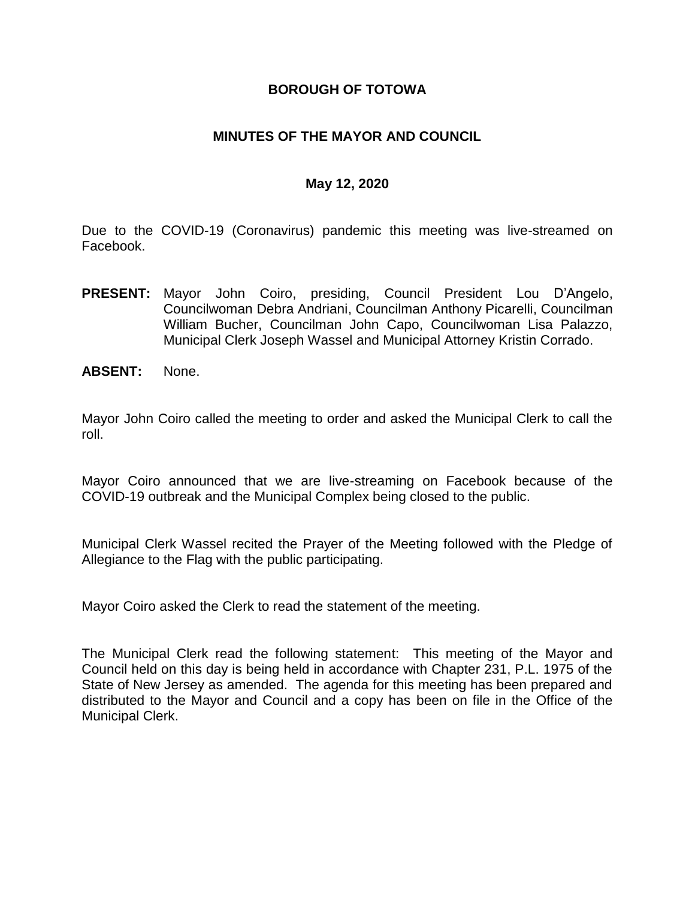**BOROUGH OF TOTOWA**

**MINUTES OF THE MAYOR AND COUNCIL**

**May 12, 2020**

Due to the COVID-19 (Coronavirus) pandemic this meeting was live-streamed on Facebook.

**PRESENT:** Mayor John Coiro, presiding, Council President Lou D'Angelo, Councilwoman Debra Andriani, Councilman Anthony Picarelli, Councilman William Bucher, Councilman John Capo, Councilwoman Lisa Palazzo, Municipal Clerk Joseph Wassel and Municipal Attorney Kristin Corrado.

**ABSENT:** None.

Mayor John Coiro called the meeting to order and asked the Municipal Clerk to call the roll.

Mayor Coiro announced that we are live-streaming on Facebook because of the COVID-19 outbreak and the Municipal Complex being closed to the public.

Municipal Clerk Wassel recited the Prayer of the Meeting followed with the Pledge of Allegiance to the Flag with the public participating.

Mayor Coiro asked the Clerk to read the statement of the meeting.

The Municipal Clerk read the following statement: This meeting of the Mayor and Council held on this day is being held in accordance with Chapter 231, P.L. 1975 of the State of New Jersey as amended. The agenda for this meeting has been prepared and distributed to the Mayor and Council and a copy has been on file in the Office of the Municipal Clerk.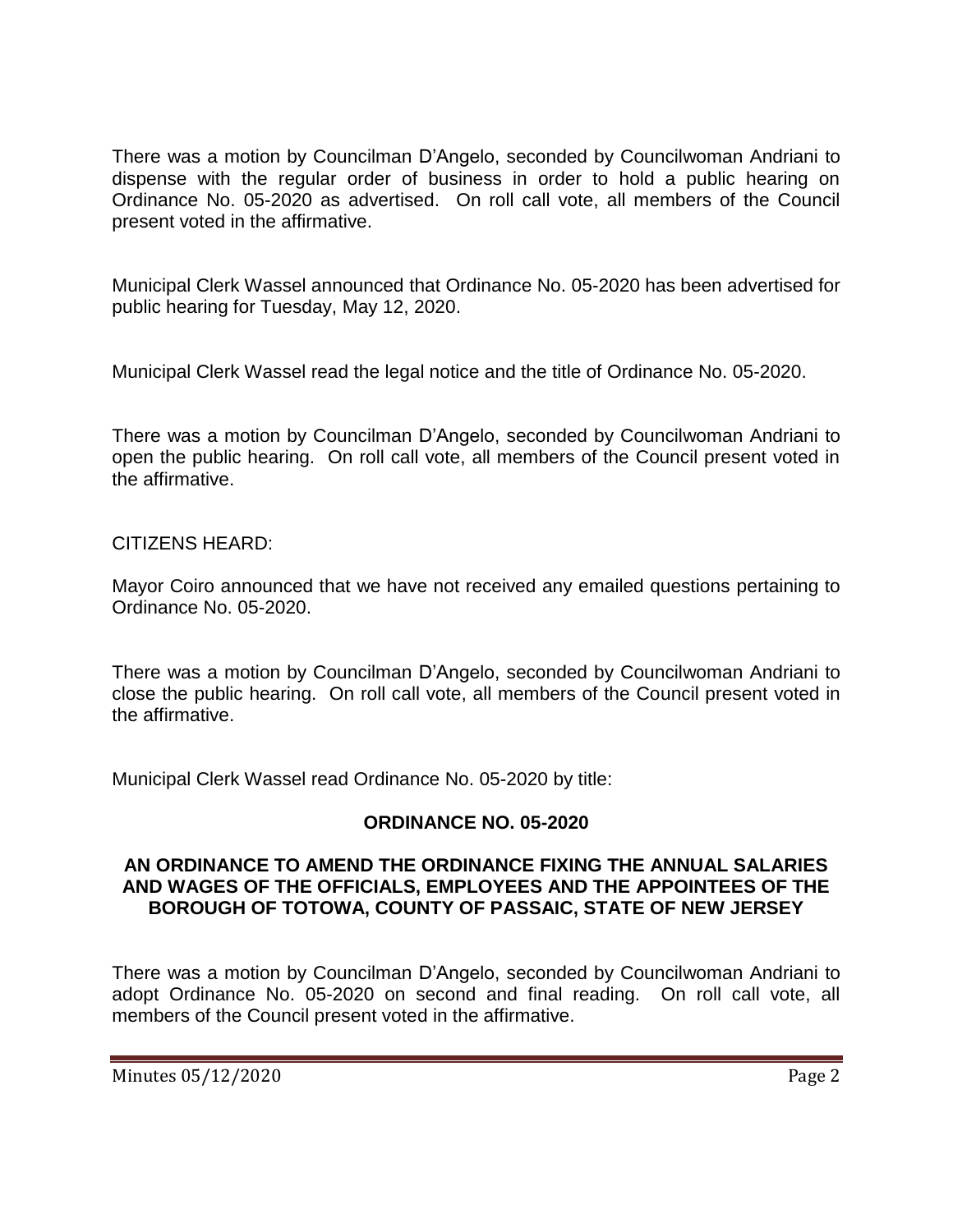There was a motion by Councilman D'Angelo, seconded by Councilwoman Andriani to dispense with the regular order of business in order to hold a public hearing on Ordinance No. 05-2020 as advertised. On roll call vote, all members of the Council present voted in the affirmative.

Municipal Clerk Wassel announced that Ordinance No. 05-2020 has been advertised for public hearing for Tuesday, May 12, 2020.

Municipal Clerk Wassel read the legal notice and the title of Ordinance No. 05-2020.

There was a motion by Councilman D'Angelo, seconded by Councilwoman Andriani to open the public hearing. On roll call vote, all members of the Council present voted in the affirmative.

CITIZENS HEARD:

Mayor Coiro announced that we have not received any emailed questions pertaining to Ordinance No. 05-2020.

There was a motion by Councilman D'Angelo, seconded by Councilwoman Andriani to close the public hearing. On roll call vote, all members of the Council present voted in the affirmative.

Municipal Clerk Wassel read Ordinance No. 05-2020 by title:

**ORDINANCE NO. 05-2020**

**AN ORDINANCE TO AMEND THE ORDINANCE FIXING THE ANNUAL SALARIES AND WAGES OF THE OFFICIALS, EMPLOYEES AND THE APPOINTEES OF THE BOROUGH OF TOTOWA, COUNTY OF PASSAIC, STATE OF NEW JERSEY**

There was a motion by Councilman D'Angelo, seconded by Councilwoman Andriani to adopt Ordinance No. 05-2020 on second and final reading. On roll call vote, all members of the Council present voted in the affirmative.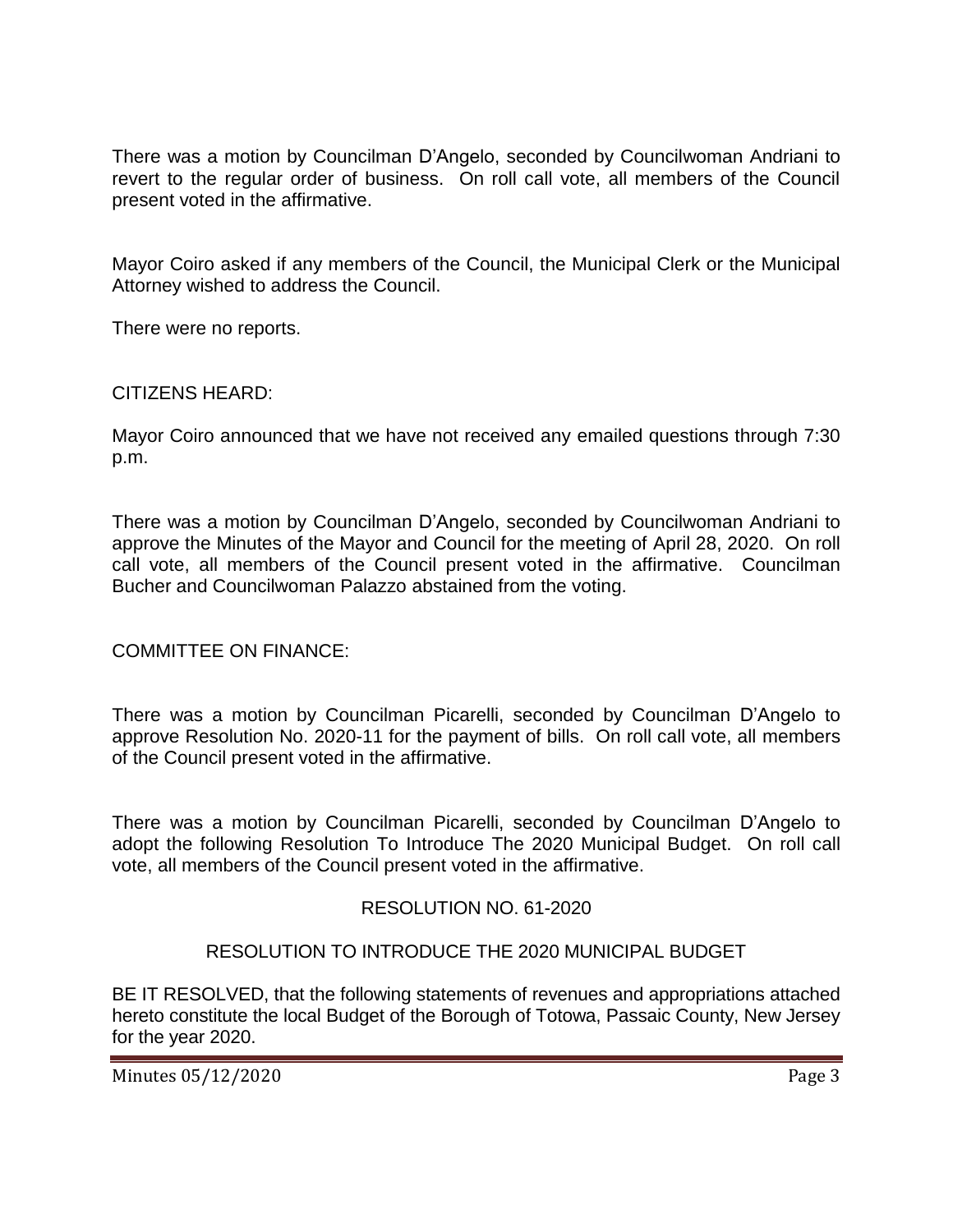There was a motion by Councilman D'Angelo, seconded by Councilwoman Andriani to revert to the regular order of business. On roll call vote, all members of the Council present voted in the affirmative.

Mayor Coiro asked if any members of the Council, the Municipal Clerk or the Municipal Attorney wished to address the Council.

There were no reports.

CITIZENS HEARD:

Mayor Coiro announced that we have not received any emailed questions through 7:30 p.m.

There was a motion by Councilman D'Angelo, seconded by Councilwoman Andriani to approve the Minutes of the Mayor and Council for the meeting of April 28, 2020. On roll call vote, all members of the Council present voted in the affirmative. Councilman Bucher and Councilwoman Palazzo abstained from the voting.

COMMITTEE ON FINANCE:

There was a motion by Councilman Picarelli, seconded by Councilman D'Angelo to approve Resolution No. 2020-11 for the payment of bills. On roll call vote, all members of the Council present voted in the affirmative.

There was a motion by Councilman Picarelli, seconded by Councilman D'Angelo to adopt the following Resolution To Introduce The 2020 Municipal Budget. On roll call vote, all members of the Council present voted in the affirmative.

RESOLUTION NO. 61-2020

RESOLUTION TO INTRODUCE THE 2020 MUNICIPAL BUDGET

BE IT RESOLVED, that the following statements of revenues and appropriations attached hereto constitute the local Budget of the Borough of Totowa, Passaic County, New Jersey for the year 2020.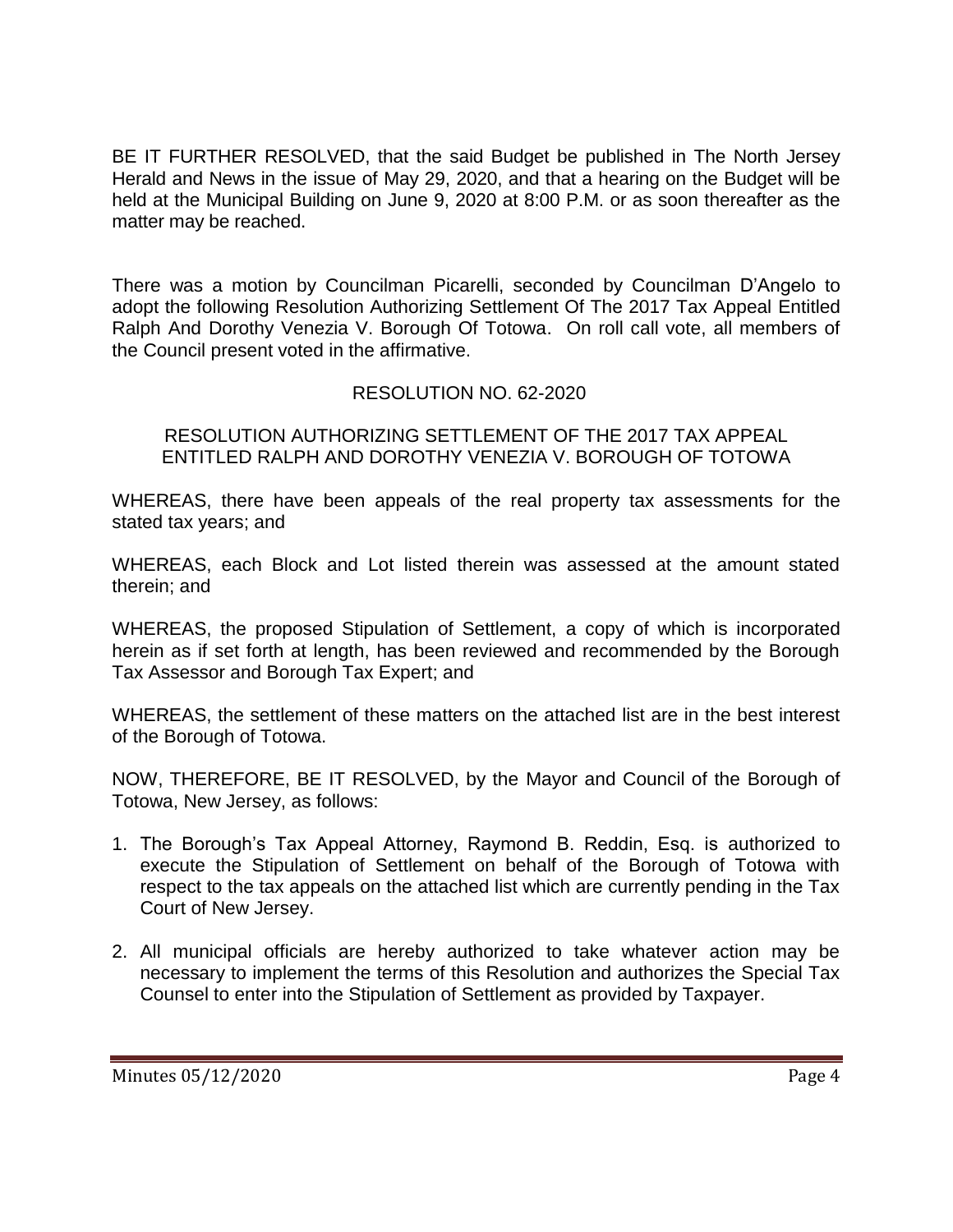BE IT FURTHER RESOLVED, that the said Budget be published in The North Jersey Herald and News in the issue of May 29, 2020, and that a hearing on the Budget will be held at the Municipal Building on June 9, 2020 at 8:00 P.M. or as soon thereafter as the matter may be reached.

There was a motion by Councilman Picarelli, seconded by Councilman D'Angelo to adopt the following Resolution Authorizing Settlement Of The 2017 Tax Appeal Entitled Ralph And Dorothy Venezia V. Borough Of Totowa. On roll call vote, all members of the Council present voted in the affirmative.

RESOLUTION NO. 62-2020

RESOLUTION AUTHORIZING SETTLEMENT OF THE 2017 TAX APPEAL ENTITLED RALPH AND DOROTHY VENEZIA V. BOROUGH OF TOTOWA

WHEREAS, there have been appeals of the real property tax assessments for the stated tax years; and

WHEREAS, each Block and Lot listed therein was assessed at the amount stated therein; and

WHEREAS, the proposed Stipulation of Settlement, a copy of which is incorporated herein as if set forth at length, has been reviewed and recommended by the Borough Tax Assessor and Borough Tax Expert; and

WHEREAS, the settlement of these matters on the attached list are in the best interest of the Borough of Totowa.

NOW, THEREFORE, BE IT RESOLVED, by the Mayor and Council of the Borough of Totowa, New Jersey, as follows:

1. The Borough's Tax Appeal Attorney, Raymond B. Reddin, Esq. is authorized to execute the Stipulation of Settlement on behalf of the Borough of Totowa with respect to the tax appeals on the attached list which are currently pending in the Tax Court of New Jersey.

2. All municipal officials are hereby authorized to take whatever action may be necessary to implement the terms of this Resolution and authorizes the Special Tax Counsel to enter into the Stipulation of Settlement as provided by Taxpayer.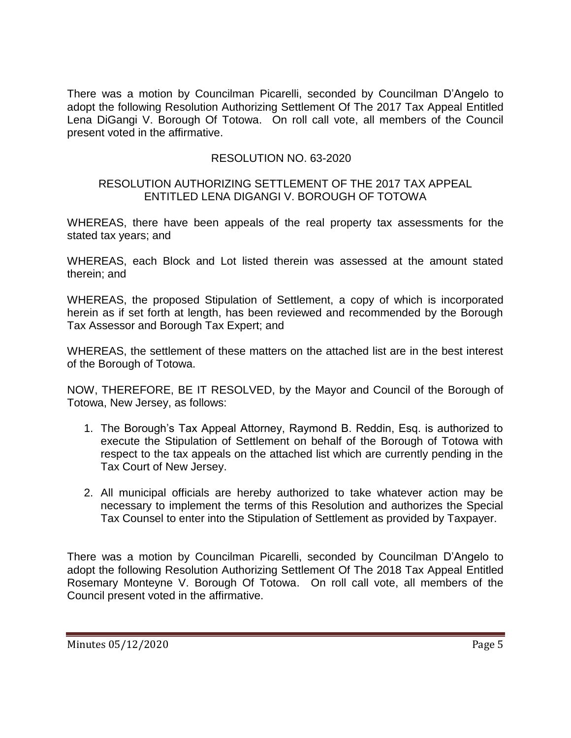There was a motion by Councilman Picarelli, seconded by Councilman D'Angelo to adopt the following Resolution Authorizing Settlement Of The 2017 Tax Appeal Entitled Lena DiGangi V. Borough Of Totowa. On roll call vote, all members of the Council present voted in the affirmative.

RESOLUTION NO. 63-2020

RESOLUTION AUTHORIZING SETTLEMENT OF THE 2017 TAX APPEAL ENTITLED LENA DIGANGI V. BOROUGH OF TOTOWA

WHEREAS, there have been appeals of the real property tax assessments for the stated tax years; and

WHEREAS, each Block and Lot listed therein was assessed at the amount stated therein; and

WHEREAS, the proposed Stipulation of Settlement, a copy of which is incorporated herein as if set forth at length, has been reviewed and recommended by the Borough Tax Assessor and Borough Tax Expert; and

WHEREAS, the settlement of these matters on the attached list are in the best interest of the Borough of Totowa.

NOW, THEREFORE, BE IT RESOLVED, by the Mayor and Council of the Borough of Totowa, New Jersey, as follows:

1. The Borough's Tax Appeal Attorney, Raymond B. Reddin, Esq. is authorized to execute the Stipulation of Settlement on behalf of the Borough of Totowa with respect to the tax appeals on the attached list which are currently pending in the Tax Court of New Jersey.

2. All municipal officials are hereby authorized to take whatever action may be necessary to implement the terms of this Resolution and authorizes the Special Tax Counsel to enter into the Stipulation of Settlement as provided by Taxpayer.

There was a motion by Councilman Picarelli, seconded by Councilman D'Angelo to adopt the following Resolution Authorizing Settlement Of The 2018 Tax Appeal Entitled Rosemary Monteyne V. Borough Of Totowa. On roll call vote, all members of the Council present voted in the affirmative.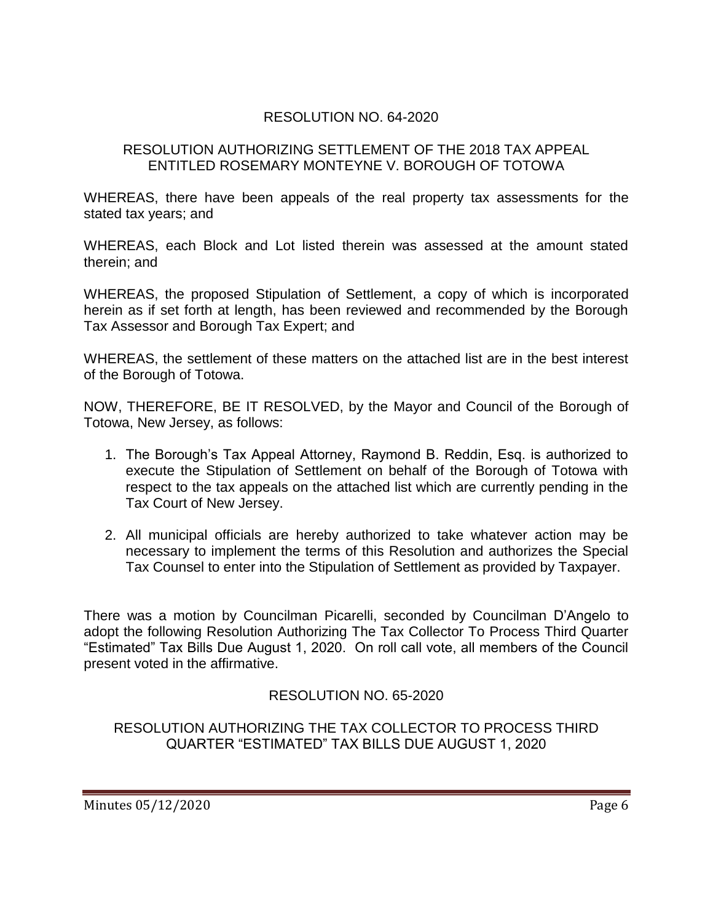RESOLUTION NO. 64-2020

RESOLUTION AUTHORIZING SETTLEMENT OF THE 2018 TAX APPEAL ENTITLED ROSEMARY MONTEYNE V. BOROUGH OF TOTOWA

WHEREAS, there have been appeals of the real property tax assessments for the stated tax years; and

WHEREAS, each Block and Lot listed therein was assessed at the amount stated therein; and

WHEREAS, the proposed Stipulation of Settlement, a copy of which is incorporated herein as if set forth at length, has been reviewed and recommended by the Borough Tax Assessor and Borough Tax Expert; and

WHEREAS, the settlement of these matters on the attached list are in the best interest of the Borough of Totowa.

NOW, THEREFORE, BE IT RESOLVED, by the Mayor and Council of the Borough of Totowa, New Jersey, as follows:

1. The Borough's Tax Appeal Attorney, Raymond B. Reddin, Esq. is authorized to execute the Stipulation of Settlement on behalf of the Borough of Totowa with respect to the tax appeals on the attached list which are currently pending in the Tax Court of New Jersey.
2. All municipal officials are hereby authorized to take whatever action may be necessary to implement the terms of this Resolution and authorizes the Special Tax Counsel to enter into the Stipulation of Settlement as provided by Taxpayer.

There was a motion by Councilman Picarelli, seconded by Councilman D'Angelo to adopt the following Resolution Authorizing The Tax Collector To Process Third Quarter "Estimated" Tax Bills Due August 1, 2020. On roll call vote, all members of the Council present voted in the affirmative.

RESOLUTION NO. 65-2020

RESOLUTION AUTHORIZING THE TAX COLLECTOR TO PROCESS THIRD QUARTER "ESTIMATED" TAX BILLS DUE AUGUST 1, 2020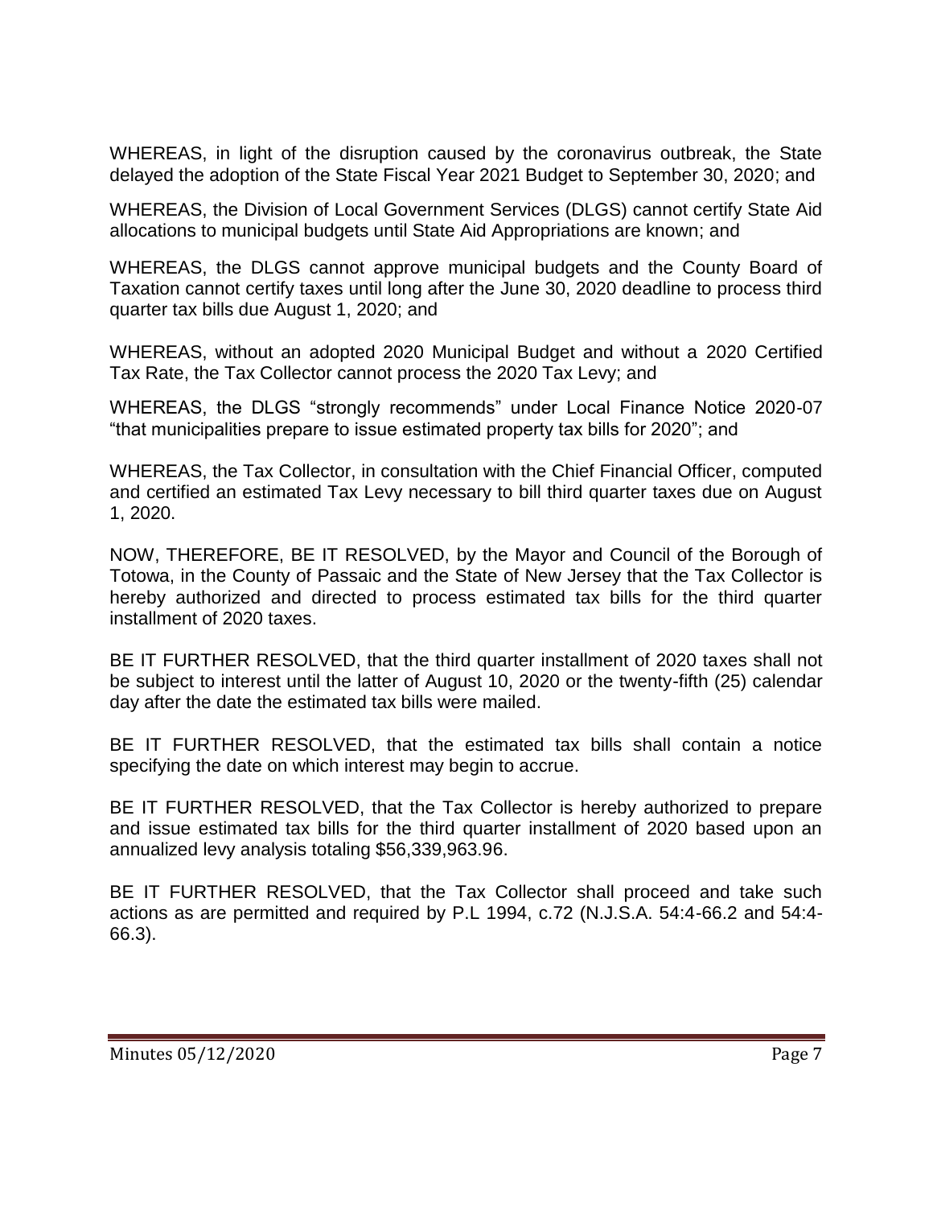WHEREAS, in light of the disruption caused by the coronavirus outbreak, the State delayed the adoption of the State Fiscal Year 2021 Budget to September 30, 2020; and

WHEREAS, the Division of Local Government Services (DLGS) cannot certify State Aid allocations to municipal budgets until State Aid Appropriations are known; and

WHEREAS, the DLGS cannot approve municipal budgets and the County Board of Taxation cannot certify taxes until long after the June 30, 2020 deadline to process third quarter tax bills due August 1, 2020; and

WHEREAS, without an adopted 2020 Municipal Budget and without a 2020 Certified Tax Rate, the Tax Collector cannot process the 2020 Tax Levy; and

WHEREAS, the DLGS "strongly recommends" under Local Finance Notice 2020-07 "that municipalities prepare to issue estimated property tax bills for 2020"; and

WHEREAS, the Tax Collector, in consultation with the Chief Financial Officer, computed and certified an estimated Tax Levy necessary to bill third quarter taxes due on August 1, 2020.

NOW, THEREFORE, BE IT RESOLVED, by the Mayor and Council of the Borough of Totowa, in the County of Passaic and the State of New Jersey that the Tax Collector is hereby authorized and directed to process estimated tax bills for the third quarter installment of 2020 taxes.

BE IT FURTHER RESOLVED, that the third quarter installment of 2020 taxes shall not be subject to interest until the latter of August 10, 2020 or the twenty-fifth (25) calendar day after the date the estimated tax bills were mailed.

BE IT FURTHER RESOLVED, that the estimated tax bills shall contain a notice specifying the date on which interest may begin to accrue.

BE IT FURTHER RESOLVED, that the Tax Collector is hereby authorized to prepare and issue estimated tax bills for the third quarter installment of 2020 based upon an annualized levy analysis totaling $56,339,963.96.

BE IT FURTHER RESOLVED, that the Tax Collector shall proceed and take such actions as are permitted and required by P.L 1994, c.72 (N.J.S.A. 54:4-66.2 and 54:4-66.3).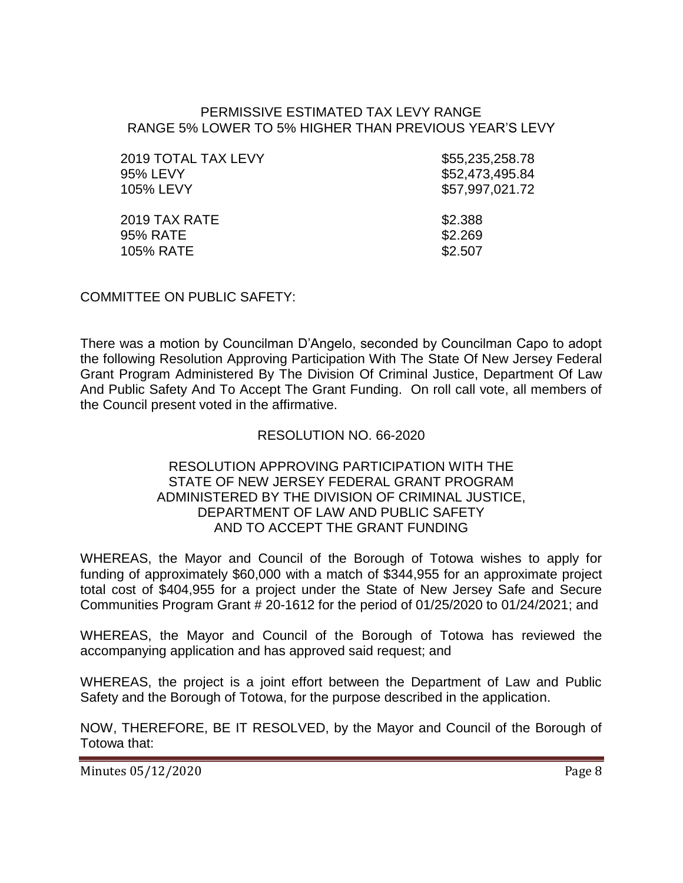PERMISSIVE ESTIMATED TAX LEVY RANGE
RANGE 5% LOWER TO 5% HIGHER THAN PREVIOUS YEAR'S LEVY

| | |
|---|---|
| 2019 TOTAL TAX LEVY | \$55,235,258.78 |
| 95% LEVY | \$52,473,495.84 |
| 105% LEVY | \$57,997,021.72 |
| 2019 TAX RATE | \$2.388 |
| 95% RATE | \$2.269 |
| 105% RATE | \$2.507 |

COMMITTEE ON PUBLIC SAFETY:

There was a motion by Councilman D'Angelo, seconded by Councilman Capo to adopt the following Resolution Approving Participation With The State Of New Jersey Federal Grant Program Administered By The Division Of Criminal Justice, Department Of Law And Public Safety And To Accept The Grant Funding. On roll call vote, all members of the Council present voted in the affirmative.

RESOLUTION NO. 66-2020

RESOLUTION APPROVING PARTICIPATION WITH THE STATE OF NEW JERSEY FEDERAL GRANT PROGRAM ADMINISTERED BY THE DIVISION OF CRIMINAL JUSTICE, DEPARTMENT OF LAW AND PUBLIC SAFETY AND TO ACCEPT THE GRANT FUNDING

WHEREAS, the Mayor and Council of the Borough of Totowa wishes to apply for funding of approximately \$60,000 with a match of \$344,955 for an approximate project total cost of \$404,955 for a project under the State of New Jersey Safe and Secure Communities Program Grant # 20-1612 for the period of 01/25/2020 to 01/24/2021; and

WHEREAS, the Mayor and Council of the Borough of Totowa has reviewed the accompanying application and has approved said request; and

WHEREAS, the project is a joint effort between the Department of Law and Public Safety and the Borough of Totowa, for the purpose described in the application.

NOW, THEREFORE, BE IT RESOLVED, by the Mayor and Council of the Borough of Totowa that: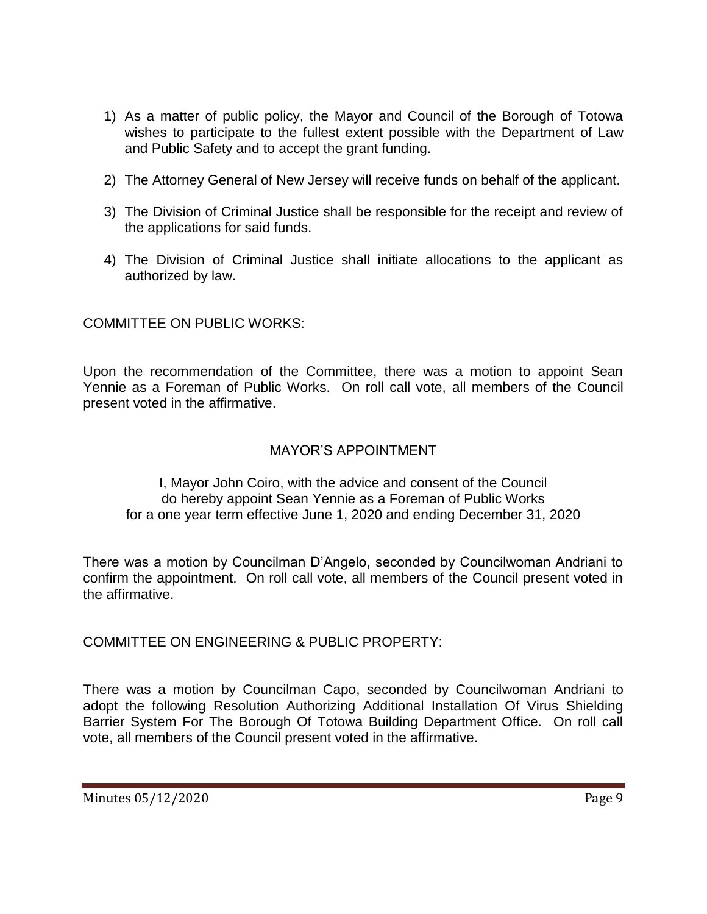1) As a matter of public policy, the Mayor and Council of the Borough of Totowa wishes to participate to the fullest extent possible with the Department of Law and Public Safety and to accept the grant funding.

2) The Attorney General of New Jersey will receive funds on behalf of the applicant.

3) The Division of Criminal Justice shall be responsible for the receipt and review of the applications for said funds.

4) The Division of Criminal Justice shall initiate allocations to the applicant as authorized by law.

COMMITTEE ON PUBLIC WORKS:

Upon the recommendation of the Committee, there was a motion to appoint Sean Yennie as a Foreman of Public Works. On roll call vote, all members of the Council present voted in the affirmative.

MAYOR'S APPOINTMENT

I, Mayor John Coiro, with the advice and consent of the Council
do hereby appoint Sean Yennie as a Foreman of Public Works
for a one year term effective June 1, 2020 and ending December 31, 2020

There was a motion by Councilman D'Angelo, seconded by Councilwoman Andriani to confirm the appointment. On roll call vote, all members of the Council present voted in the affirmative.

COMMITTEE ON ENGINEERING & PUBLIC PROPERTY:

There was a motion by Councilman Capo, seconded by Councilwoman Andriani to adopt the following Resolution Authorizing Additional Installation Of Virus Shielding Barrier System For The Borough Of Totowa Building Department Office. On roll call vote, all members of the Council present voted in the affirmative.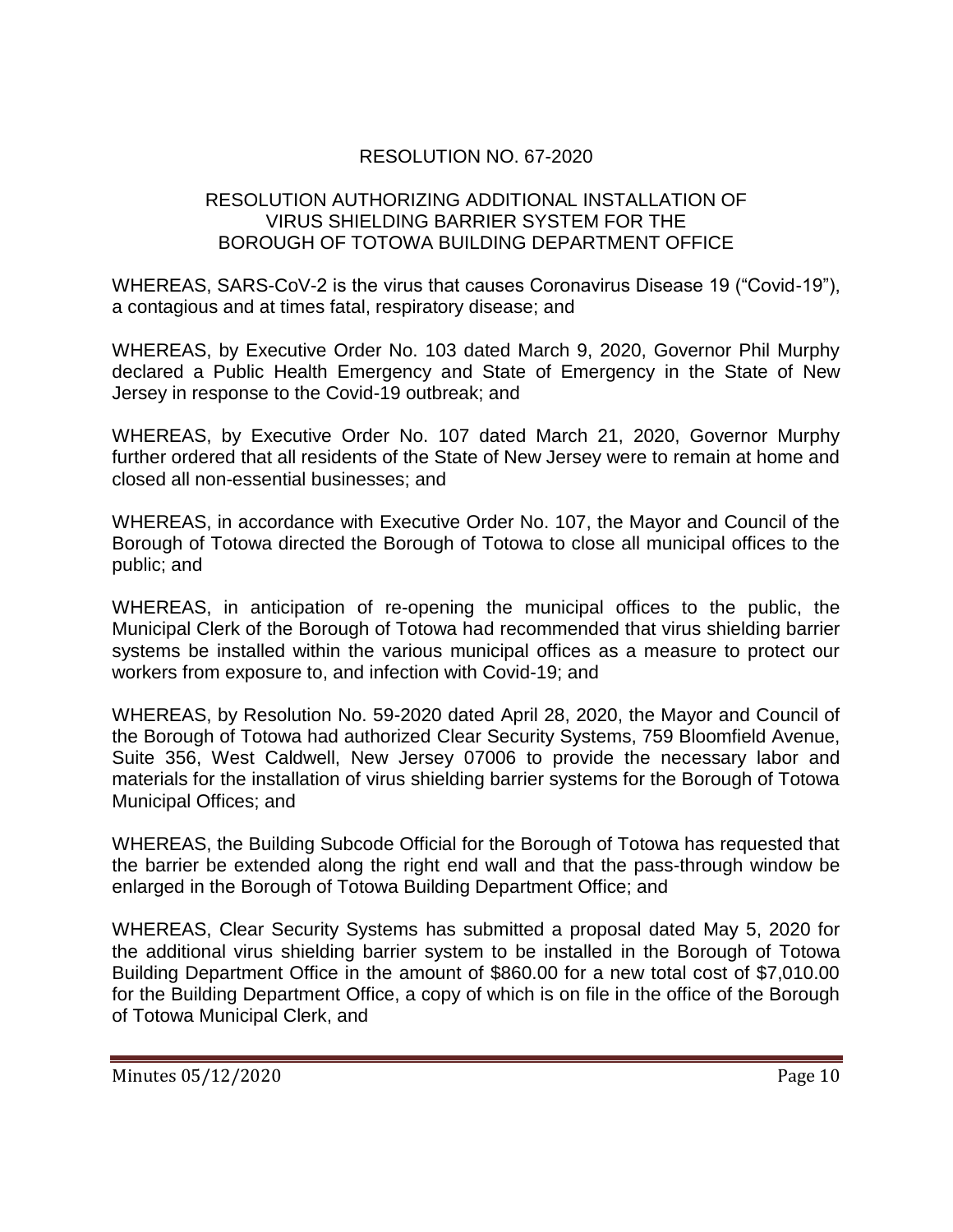## RESOLUTION NO. 67-2020

### RESOLUTION AUTHORIZING ADDITIONAL INSTALLATION OF VIRUS SHIELDING BARRIER SYSTEM FOR THE BOROUGH OF TOTOWA BUILDING DEPARTMENT OFFICE

WHEREAS, SARS-CoV-2 is the virus that causes Coronavirus Disease 19 ("Covid-19"), a contagious and at times fatal, respiratory disease; and

WHEREAS, by Executive Order No. 103 dated March 9, 2020, Governor Phil Murphy declared a Public Health Emergency and State of Emergency in the State of New Jersey in response to the Covid-19 outbreak; and

WHEREAS, by Executive Order No. 107 dated March 21, 2020, Governor Murphy further ordered that all residents of the State of New Jersey were to remain at home and closed all non-essential businesses; and

WHEREAS, in accordance with Executive Order No. 107, the Mayor and Council of the Borough of Totowa directed the Borough of Totowa to close all municipal offices to the public; and

WHEREAS, in anticipation of re-opening the municipal offices to the public, the Municipal Clerk of the Borough of Totowa had recommended that virus shielding barrier systems be installed within the various municipal offices as a measure to protect our workers from exposure to, and infection with Covid-19; and

WHEREAS, by Resolution No. 59-2020 dated April 28, 2020, the Mayor and Council of the Borough of Totowa had authorized Clear Security Systems, 759 Bloomfield Avenue, Suite 356, West Caldwell, New Jersey 07006 to provide the necessary labor and materials for the installation of virus shielding barrier systems for the Borough of Totowa Municipal Offices; and

WHEREAS, the Building Subcode Official for the Borough of Totowa has requested that the barrier be extended along the right end wall and that the pass-through window be enlarged in the Borough of Totowa Building Department Office; and

WHEREAS, Clear Security Systems has submitted a proposal dated May 5, 2020 for the additional virus shielding barrier system to be installed in the Borough of Totowa Building Department Office in the amount of $860.00 for a new total cost of $7,010.00 for the Building Department Office, a copy of which is on file in the office of the Borough of Totowa Municipal Clerk, and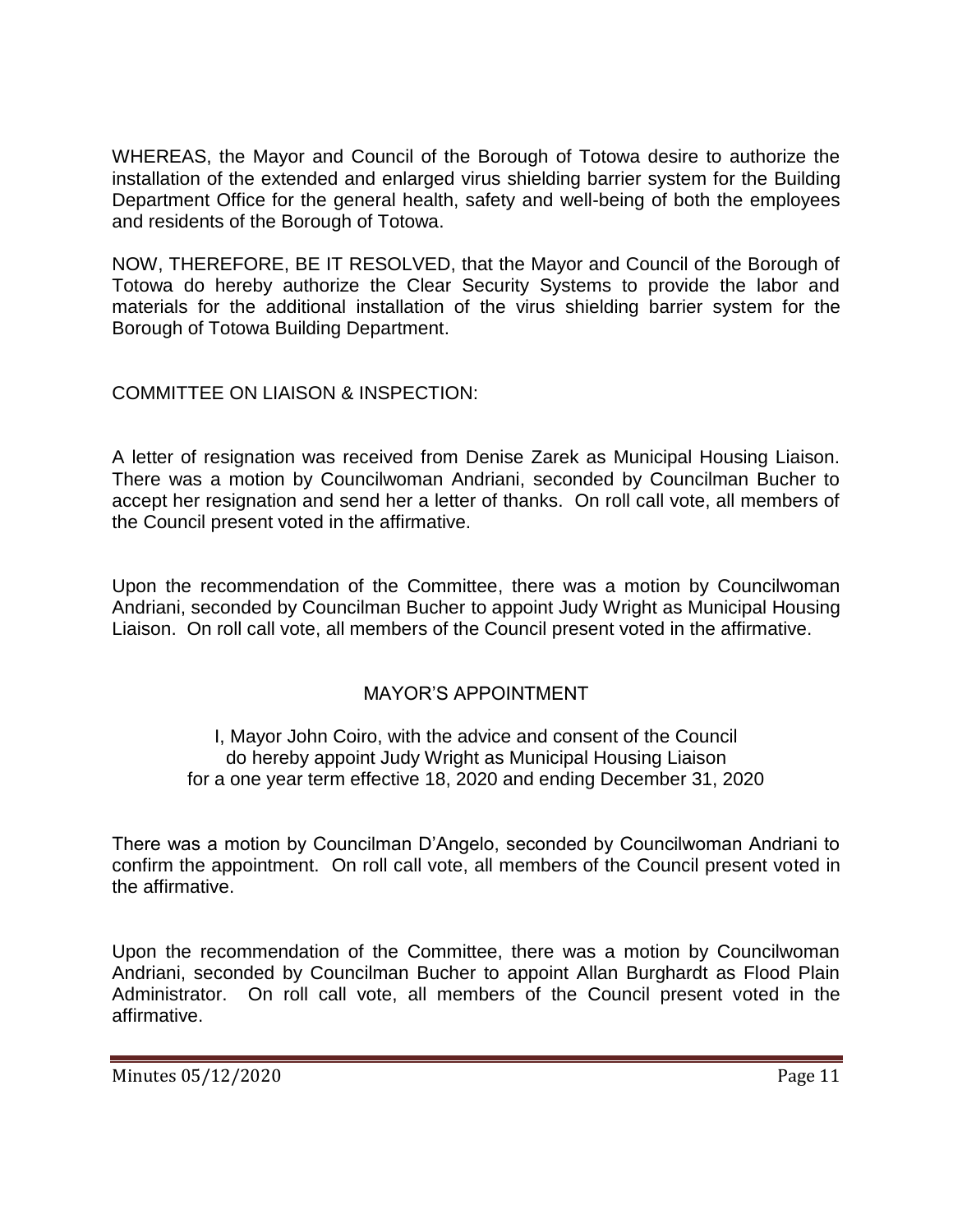WHEREAS, the Mayor and Council of the Borough of Totowa desire to authorize the installation of the extended and enlarged virus shielding barrier system for the Building Department Office for the general health, safety and well-being of both the employees and residents of the Borough of Totowa.

NOW, THEREFORE, BE IT RESOLVED, that the Mayor and Council of the Borough of Totowa do hereby authorize the Clear Security Systems to provide the labor and materials for the additional installation of the virus shielding barrier system for the Borough of Totowa Building Department.

COMMITTEE ON LIAISON & INSPECTION:

A letter of resignation was received from Denise Zarek as Municipal Housing Liaison. There was a motion by Councilwoman Andriani, seconded by Councilman Bucher to accept her resignation and send her a letter of thanks. On roll call vote, all members of the Council present voted in the affirmative.

Upon the recommendation of the Committee, there was a motion by Councilwoman Andriani, seconded by Councilman Bucher to appoint Judy Wright as Municipal Housing Liaison. On roll call vote, all members of the Council present voted in the affirmative.

MAYOR'S APPOINTMENT

I, Mayor John Coiro, with the advice and consent of the Council
do hereby appoint Judy Wright as Municipal Housing Liaison
for a one year term effective 18, 2020 and ending December 31, 2020

There was a motion by Councilman D'Angelo, seconded by Councilwoman Andriani to confirm the appointment. On roll call vote, all members of the Council present voted in the affirmative.

Upon the recommendation of the Committee, there was a motion by Councilwoman Andriani, seconded by Councilman Bucher to appoint Allan Burghardt as Flood Plain Administrator. On roll call vote, all members of the Council present voted in the affirmative.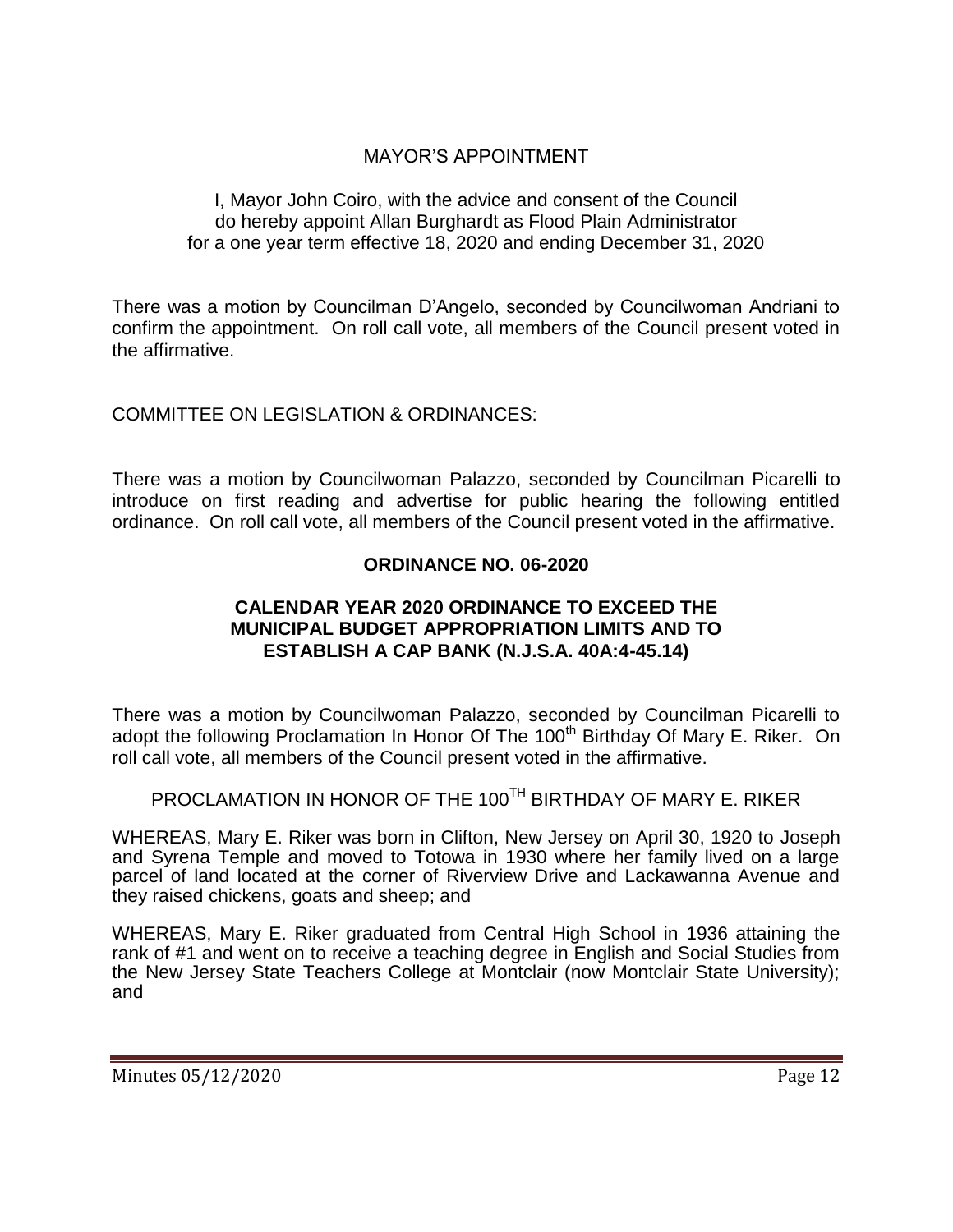MAYOR'S APPOINTMENT

I, Mayor John Coiro, with the advice and consent of the Council do hereby appoint Allan Burghardt as Flood Plain Administrator for a one year term effective 18, 2020 and ending December 31, 2020

There was a motion by Councilman D'Angelo, seconded by Councilwoman Andriani to confirm the appointment. On roll call vote, all members of the Council present voted in the affirmative.

COMMITTEE ON LEGISLATION & ORDINANCES:

There was a motion by Councilwoman Palazzo, seconded by Councilman Picarelli to introduce on first reading and advertise for public hearing the following entitled ordinance. On roll call vote, all members of the Council present voted in the affirmative.

**ORDINANCE NO. 06-2020**

**CALENDAR YEAR 2020 ORDINANCE TO EXCEED THE MUNICIPAL BUDGET APPROPRIATION LIMITS AND TO ESTABLISH A CAP BANK (N.J.S.A. 40A:4-45.14)**

There was a motion by Councilwoman Palazzo, seconded by Councilman Picarelli to adopt the following Proclamation In Honor Of The 100th Birthday Of Mary E. Riker. On roll call vote, all members of the Council present voted in the affirmative.

PROCLAMATION IN HONOR OF THE 100TH BIRTHDAY OF MARY E. RIKER

WHEREAS, Mary E. Riker was born in Clifton, New Jersey on April 30, 1920 to Joseph and Syrena Temple and moved to Totowa in 1930 where her family lived on a large parcel of land located at the corner of Riverview Drive and Lackawanna Avenue and they raised chickens, goats and sheep; and

WHEREAS, Mary E. Riker graduated from Central High School in 1936 attaining the rank of #1 and went on to receive a teaching degree in English and Social Studies from the New Jersey State Teachers College at Montclair (now Montclair State University); and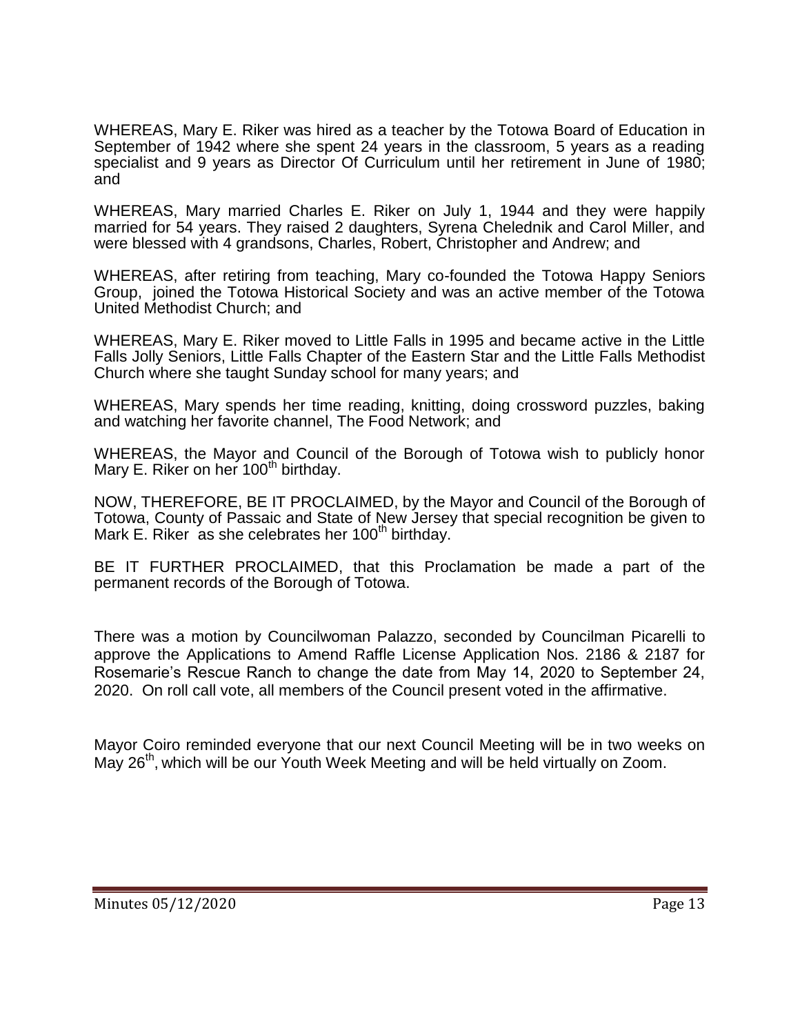WHEREAS, Mary E. Riker was hired as a teacher by the Totowa Board of Education in September of 1942 where she spent 24 years in the classroom, 5 years as a reading specialist and 9 years as Director Of Curriculum until her retirement in June of 1980; and

WHEREAS, Mary married Charles E. Riker on July 1, 1944 and they were happily married for 54 years. They raised 2 daughters, Syrena Chelednik and Carol Miller, and were blessed with 4 grandsons, Charles, Robert, Christopher and Andrew; and

WHEREAS, after retiring from teaching, Mary co-founded the Totowa Happy Seniors Group, joined the Totowa Historical Society and was an active member of the Totowa United Methodist Church; and

WHEREAS, Mary E. Riker moved to Little Falls in 1995 and became active in the Little Falls Jolly Seniors, Little Falls Chapter of the Eastern Star and the Little Falls Methodist Church where she taught Sunday school for many years; and

WHEREAS, Mary spends her time reading, knitting, doing crossword puzzles, baking and watching her favorite channel, The Food Network; and

WHEREAS, the Mayor and Council of the Borough of Totowa wish to publicly honor Mary E. Riker on her 100th birthday.

NOW, THEREFORE, BE IT PROCLAIMED, by the Mayor and Council of the Borough of Totowa, County of Passaic and State of New Jersey that special recognition be given to Mark E. Riker as she celebrates her 100th birthday.

BE IT FURTHER PROCLAIMED, that this Proclamation be made a part of the permanent records of the Borough of Totowa.

There was a motion by Councilwoman Palazzo, seconded by Councilman Picarelli to approve the Applications to Amend Raffle License Application Nos. 2186 & 2187 for Rosemarie's Rescue Ranch to change the date from May 14, 2020 to September 24, 2020. On roll call vote, all members of the Council present voted in the affirmative.

Mayor Coiro reminded everyone that our next Council Meeting will be in two weeks on May 26th, which will be our Youth Week Meeting and will be held virtually on Zoom.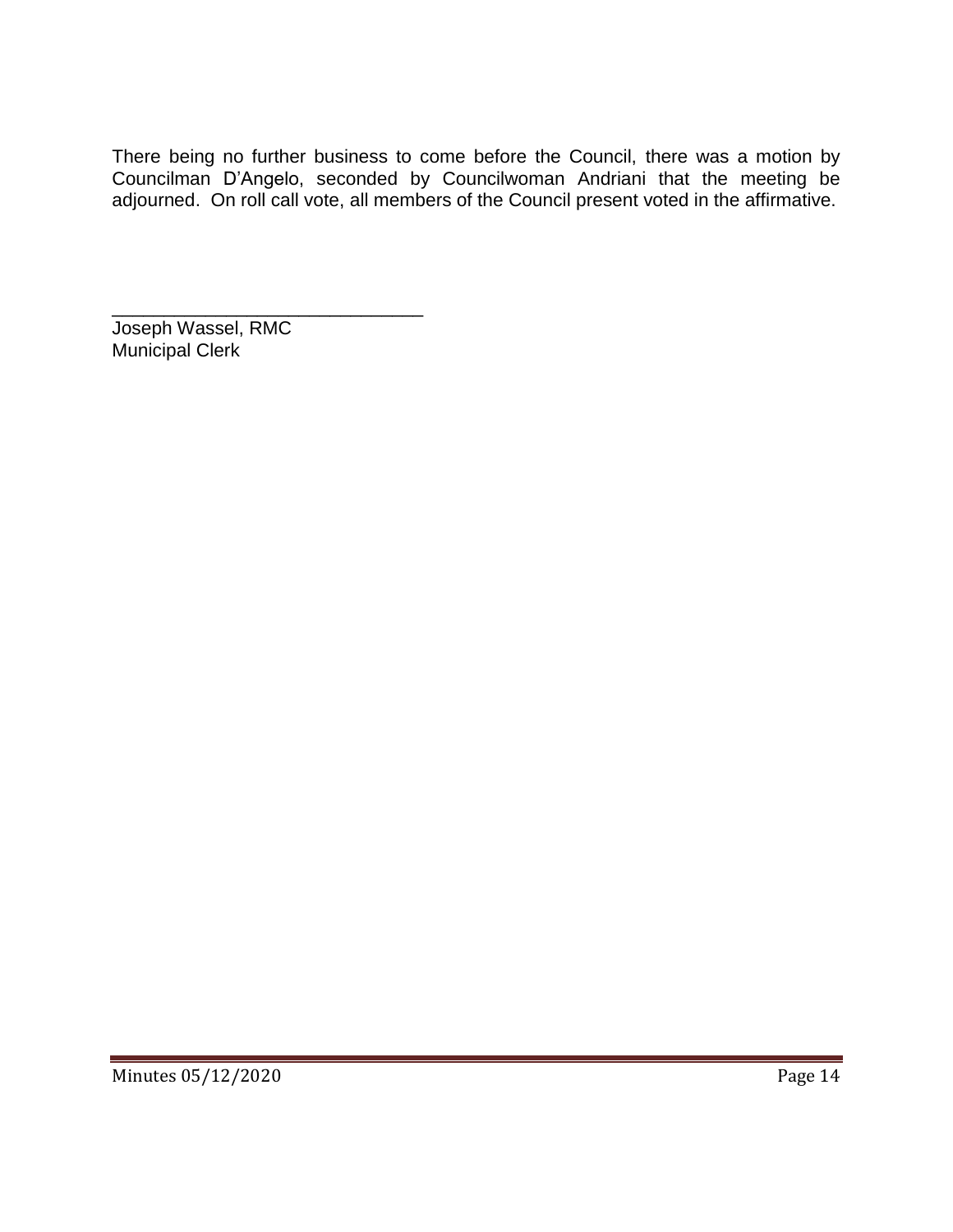There being no further business to come before the Council, there was a motion by Councilman D'Angelo, seconded by Councilwoman Andriani that the meeting be adjourned. On roll call vote, all members of the Council present voted in the affirmative.

\_\_\_\_\_\_\_\_\_\_\_\_\_\_\_\_\_\_\_\_\_\_\_\_\_\_\_\_\_\_\_\_

Joseph Wassel, RMC
Municipal Clerk